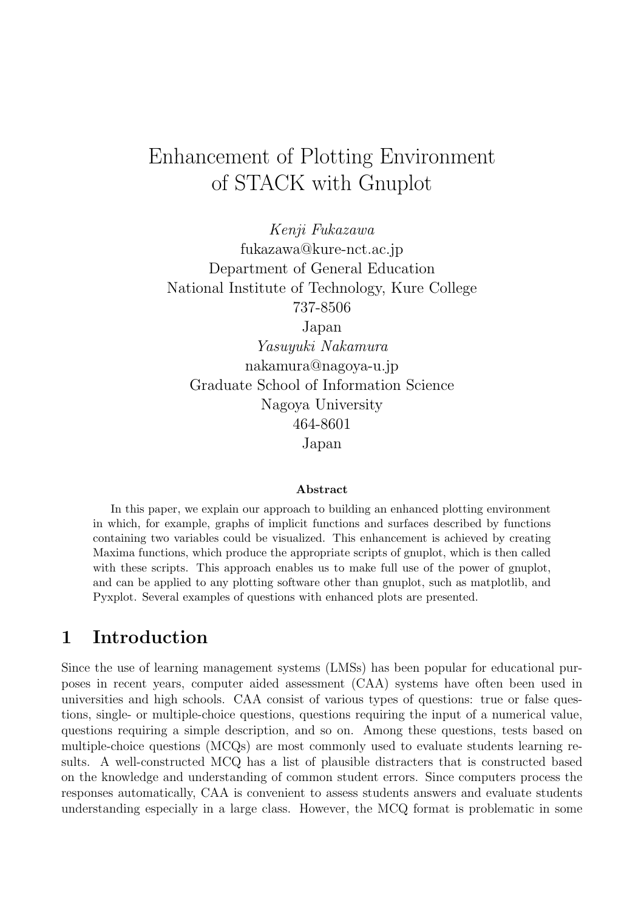# Enhancement of Plotting Environment of STACK with Gnuplot

*Kenji Fukazawa*
fukazawa@kure-nct.ac.jp
Department of General Education
National Institute of Technology, Kure College
737-8506
Japan

*Yasuyuki Nakamura*
nakamura@nagoya-u.jp
Graduate School of Information Science
Nagoya University
464-8601
Japan

**Abstract**

In this paper, we explain our approach to building an enhanced plotting environment in which, for example, graphs of implicit functions and surfaces described by functions containing two variables could be visualized. This enhancement is achieved by creating Maxima functions, which produce the appropriate scripts of gnuplot, which is then called with these scripts. This approach enables us to make full use of the power of gnuplot, and can be applied to any plotting software other than gnuplot, such as matplotlib, and Pyxplot. Several examples of questions with enhanced plots are presented.

## 1 Introduction

Since the use of learning management systems (LMSs) has been popular for educational purposes in recent years, computer aided assessment (CAA) systems have often been used in universities and high schools. CAA consist of various types of questions: true or false questions, single- or multiple-choice questions, questions requiring the input of a numerical value, questions requiring a simple description, and so on. Among these questions, tests based on multiple-choice questions (MCQs) are most commonly used to evaluate students learning results. A well-constructed MCQ has a list of plausible distracters that is constructed based on the knowledge and understanding of common student errors. Since computers process the responses automatically, CAA is convenient to assess students answers and evaluate students understanding especially in a large class. However, the MCQ format is problematic in some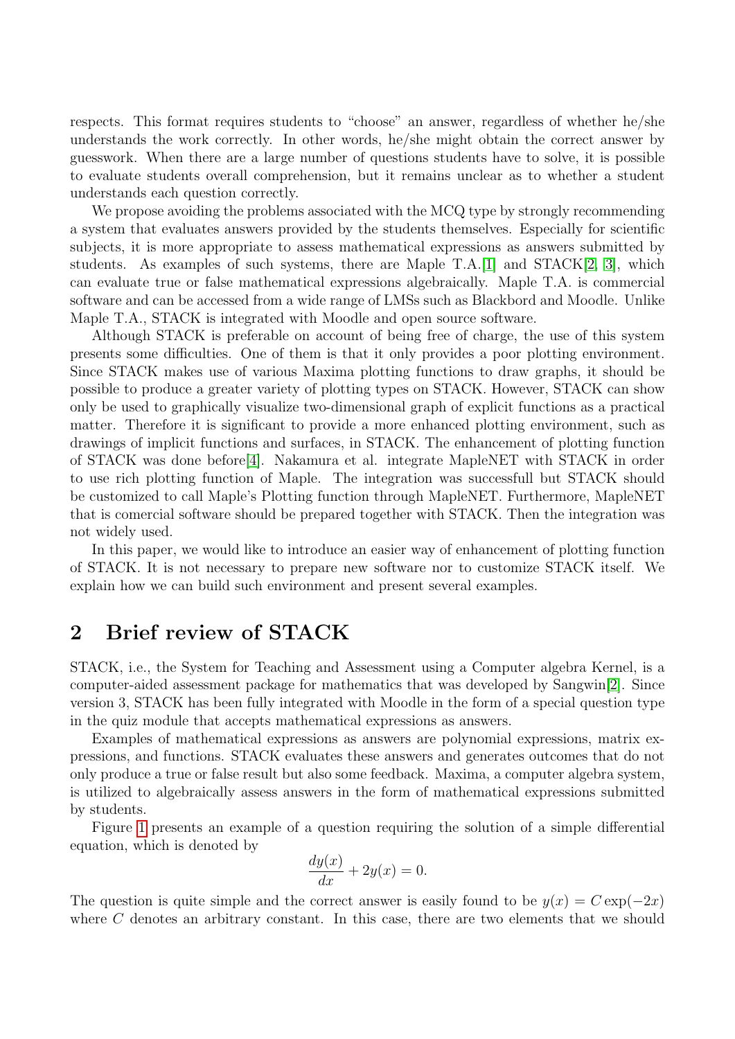respects. This format requires students to "choose" an answer, regardless of whether he/she understands the work correctly. In other words, he/she might obtain the correct answer by guesswork. When there are a large number of questions students have to solve, it is possible to evaluate students overall comprehension, but it remains unclear as to whether a student understands each question correctly.

We propose avoiding the problems associated with the MCQ type by strongly recommending a system that evaluates answers provided by the students themselves. Especially for scientific subjects, it is more appropriate to assess mathematical expressions as answers submitted by students. As examples of such systems, there are Maple T.A.[1] and STACK[2, 3], which can evaluate true or false mathematical expressions algebraically. Maple T.A. is commercial software and can be accessed from a wide range of LMSs such as Blackbord and Moodle. Unlike Maple T.A., STACK is integrated with Moodle and open source software.

Although STACK is preferable on account of being free of charge, the use of this system presents some difficulties. One of them is that it only provides a poor plotting environment. Since STACK makes use of various Maxima plotting functions to draw graphs, it should be possible to produce a greater variety of plotting types on STACK. However, STACK can show only be used to graphically visualize two-dimensional graph of explicit functions as a practical matter. Therefore it is significant to provide a more enhanced plotting environment, such as drawings of implicit functions and surfaces, in STACK. The enhancement of plotting function of STACK was done before[4]. Nakamura et al. integrate MapleNET with STACK in order to use rich plotting function of Maple. The integration was successfull but STACK should be customized to call Maple's Plotting function through MapleNET. Furthermore, MapleNET that is comercial software should be prepared together with STACK. Then the integration was not widely used.

In this paper, we would like to introduce an easier way of enhancement of plotting function of STACK. It is not necessary to prepare new software nor to customize STACK itself. We explain how we can build such environment and present several examples.

## 2 Brief review of STACK

STACK, i.e., the System for Teaching and Assessment using a Computer algebra Kernel, is a computer-aided assessment package for mathematics that was developed by Sangwin[2]. Since version 3, STACK has been fully integrated with Moodle in the form of a special question type in the quiz module that accepts mathematical expressions as answers.

Examples of mathematical expressions as answers are polynomial expressions, matrix expressions, and functions. STACK evaluates these answers and generates outcomes that do not only produce a true or false result but also some feedback. Maxima, a computer algebra system, is utilized to algebraically assess answers in the form of mathematical expressions submitted by students.

Figure 1 presents an example of a question requiring the solution of a simple differential equation, which is denoted by

$$\frac{dy(x)}{dx} + 2y(x) = 0.$$

The question is quite simple and the correct answer is easily found to be $y(x) = C\exp(-2x)$ where $C$ denotes an arbitrary constant. In this case, there are two elements that we should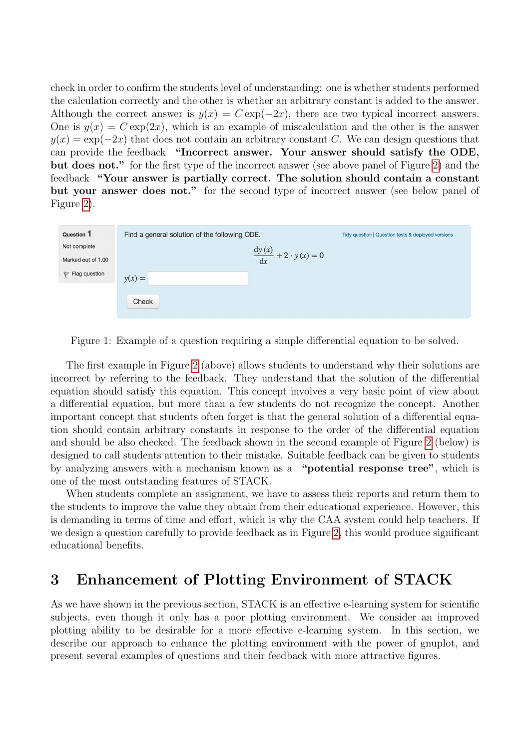check in order to confirm the students level of understanding: one is whether students performed the calculation correctly and the other is whether an arbitrary constant is added to the answer. Although the correct answer is $y(x) = C\exp(-2x)$, there are two typical incorrect answers. One is $y(x) = C\exp(2x)$, which is an example of miscalculation and the other is the answer $y(x) = \exp(-2x)$ that does not contain an arbitrary constant $C$. We can design questions that can provide the feedback **"Incorrect answer. Your answer should satisfy the ODE, but does not."** for the first type of the incorrect answer (see above panel of Figure 2) and the feedback **"Your answer is partially correct. The solution should contain a constant but your answer does not."** for the second type of incorrect answer (see below panel of Figure 2).

Question 1

Not complete

Marked out of 1.00

Flag question

Find a general solution of the following ODE.

Tidy question | Question tests & deployed versions

$$\frac{\mathrm{d}y(x)}{\mathrm{d}x} + 2 \cdot y(x) = 0$$

$y(x) =$

Check

Figure 1: Example of a question requiring a simple differential equation to be solved.

The first example in Figure 2 (above) allows students to understand why their solutions are incorrect by referring to the feedback. They understand that the solution of the differential equation should satisfy this equation. This concept involves a very basic point of view about a differential equation, but more than a few students do not recognize the concept. Another important concept that students often forget is that the general solution of a differential equation should contain arbitrary constants in response to the order of the differential equation and should be also checked. The feedback shown in the second example of Figure 2 (below) is designed to call students attention to their mistake. Suitable feedback can be given to students by analyzing answers with a mechanism known as a **"potential response tree"**, which is one of the most outstanding features of STACK.

When students complete an assignment, we have to assess their reports and return them to the students to improve the value they obtain from their educational experience. However, this is demanding in terms of time and effort, which is why the CAA system could help teachers. If we design a question carefully to provide feedback as in Figure 2, this would produce significant educational benefits.

## 3 Enhancement of Plotting Environment of STACK

As we have shown in the previous section, STACK is an effective e-learning system for scientific subjects, even though it only has a poor plotting environment. We consider an improved plotting ability to be desirable for a more effective e-learning system. In this section, we describe our approach to enhance the plotting environment with the power of gnuplot, and present several examples of questions and their feedback with more attractive figures.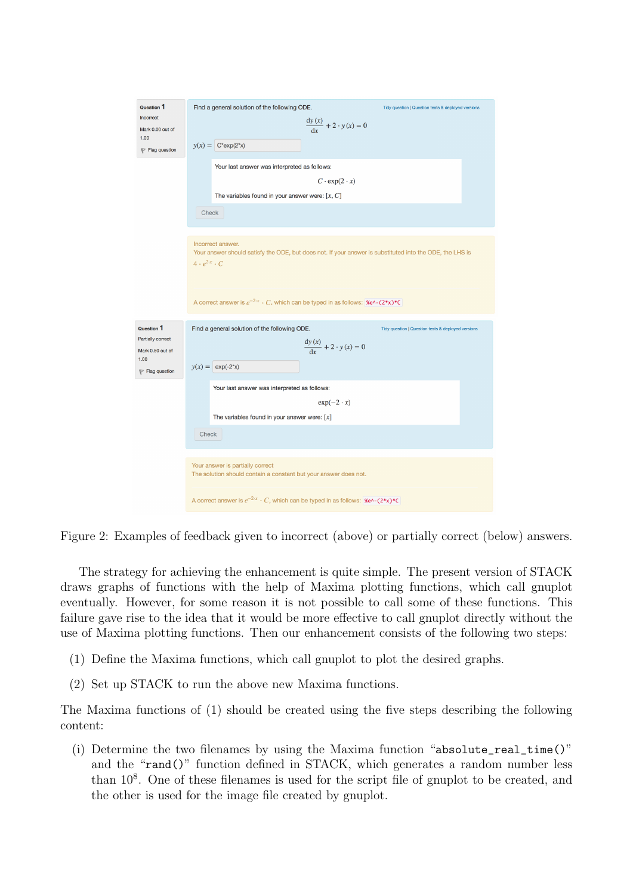Question 1

Incorrect

Mark 0.00 out of 1.00

Flag question

Find a general solution of the following ODE.

Tidy question | Question tests & deployed versions

$$\frac{\mathrm{d}y(x)}{\mathrm{d}x} + 2 \cdot y(x) = 0$$

$y(x) =$ C*exp(2*x)

Your last answer was interpreted as follows:

$$C \cdot \exp(2 \cdot x)$$

The variables found in your answer were: $[x, C]$

Check

Incorrect answer.
Your answer should satisfy the ODE, but does not. If your answer is substituted into the ODE, the LHS is $4 \cdot e^{2 \cdot x} \cdot C$

A correct answer is $e^{-2 \cdot x} \cdot C$, which can be typed in as follows: `%e^-(2*x)*C`

Question 1

Partially correct

Mark 0.50 out of 1.00

Flag question

Find a general solution of the following ODE.

Tidy question | Question tests & deployed versions

$$\frac{\mathrm{d}y(x)}{\mathrm{d}x} + 2 \cdot y(x) = 0$$

$y(x) =$ exp(-2*x)

Your last answer was interpreted as follows:

$$\exp(-2 \cdot x)$$

The variables found in your answer were: $[x]$

Check

Your answer is partially correct
The solution should contain a constant but your answer does not.

A correct answer is $e^{-2 \cdot x} \cdot C$, which can be typed in as follows: `%e^-(2*x)*C`

Figure 2: Examples of feedback given to incorrect (above) or partially correct (below) answers.

The strategy for achieving the enhancement is quite simple. The present version of STACK draws graphs of functions with the help of Maxima plotting functions, which call gnuplot eventually. However, for some reason it is not possible to call some of these functions. This failure gave rise to the idea that it would be more effective to call gnuplot directly without the use of Maxima plotting functions. Then our enhancement consists of the following two steps:

(1) Define the Maxima functions, which call gnuplot to plot the desired graphs.

(2) Set up STACK to run the above new Maxima functions.

The Maxima functions of (1) should be created using the five steps describing the following content:

(i) Determine the two filenames by using the Maxima function "`absolute_real_time()`" and the "`rand()`" function defined in STACK, which generates a random number less than $10^8$. One of these filenames is used for the script file of gnuplot to be created, and the other is used for the image file created by gnuplot.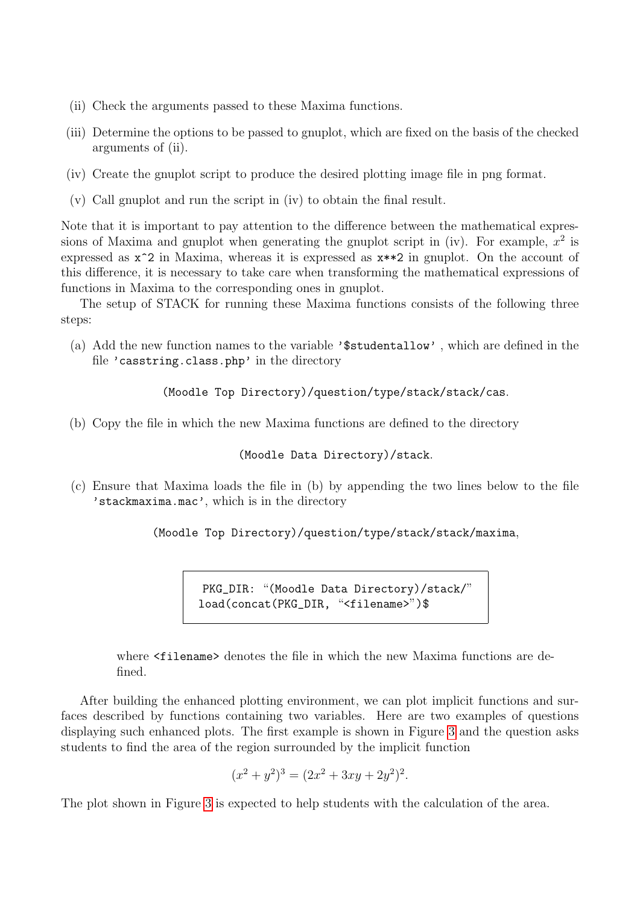(ii) Check the arguments passed to these Maxima functions.

(iii) Determine the options to be passed to gnuplot, which are fixed on the basis of the checked arguments of (ii).

(iv) Create the gnuplot script to produce the desired plotting image file in png format.

(v) Call gnuplot and run the script in (iv) to obtain the final result.

Note that it is important to pay attention to the difference between the mathematical expressions of Maxima and gnuplot when generating the gnuplot script in (iv). For example, $x^2$ is expressed as `x^2` in Maxima, whereas it is expressed as `x**2` in gnuplot. On the account of this difference, it is necessary to take care when transforming the mathematical expressions of functions in Maxima to the corresponding ones in gnuplot.

The setup of STACK for running these Maxima functions consists of the following three steps:

(a) Add the new function names to the variable `'$studentallow'` , which are defined in the file `'casstring.class.php'` in the directory

`(Moodle Top Directory)/question/type/stack/stack/cas`.

(b) Copy the file in which the new Maxima functions are defined to the directory

`(Moodle Data Directory)/stack`.

(c) Ensure that Maxima loads the file in (b) by appending the two lines below to the file `'stackmaxima.mac'`, which is in the directory

`(Moodle Top Directory)/question/type/stack/stack/maxima`,

```
PKG_DIR: "(Moodle Data Directory)/stack/"
load(concat(PKG_DIR, "<filename>")$
```

where `<filename>` denotes the file in which the new Maxima functions are defined.

After building the enhanced plotting environment, we can plot implicit functions and surfaces described by functions containing two variables. Here are two examples of questions displaying such enhanced plots. The first example is shown in Figure 3 and the question asks students to find the area of the region surrounded by the implicit function

$$(x^2 + y^2)^3 = (2x^2 + 3xy + 2y^2)^2.$$

The plot shown in Figure 3 is expected to help students with the calculation of the area.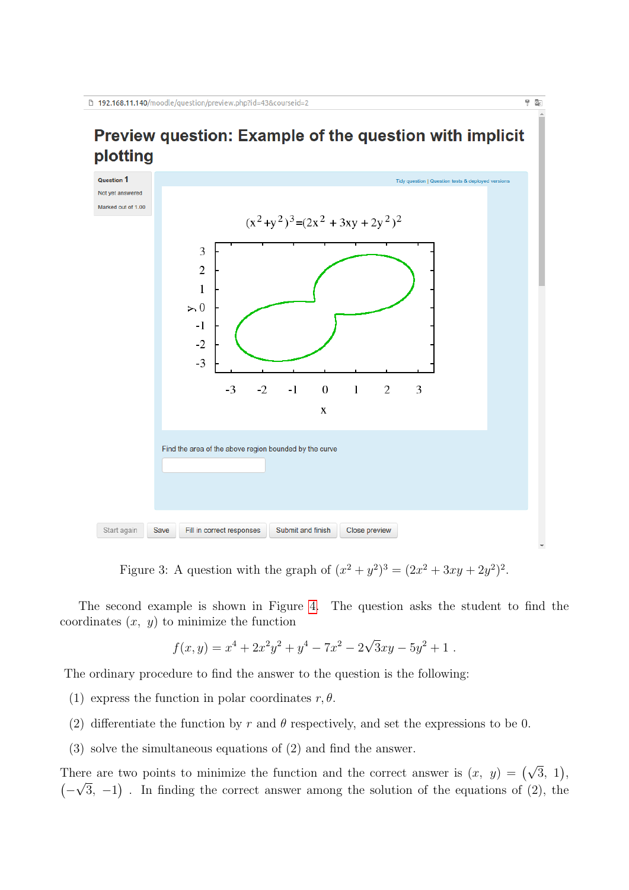Figure 3: A question with the graph of $(x^2+y^2)^3 = (2x^2+3xy+2y^2)^2$.

The second example is shown in Figure 4. The question asks the student to find the coordinates $(x,\ y)$ to minimize the function

$$f(x,y) = x^4 + 2x^2y^2 + y^4 - 7x^2 - 2\sqrt{3}xy - 5y^2 + 1\ .$$

The ordinary procedure to find the answer to the question is the following:

(1) express the function in polar coordinates $r, \theta$.

(2) differentiate the function by $r$ and $\theta$ respectively, and set the expressions to be 0.

(3) solve the simultaneous equations of (2) and find the answer.

There are two points to minimize the function and the correct answer is $(x,\ y) = \left(\sqrt{3},\ 1\right)$, $\left(-\sqrt{3},\ -1\right)$ . In finding the correct answer among the solution of the equations of (2), the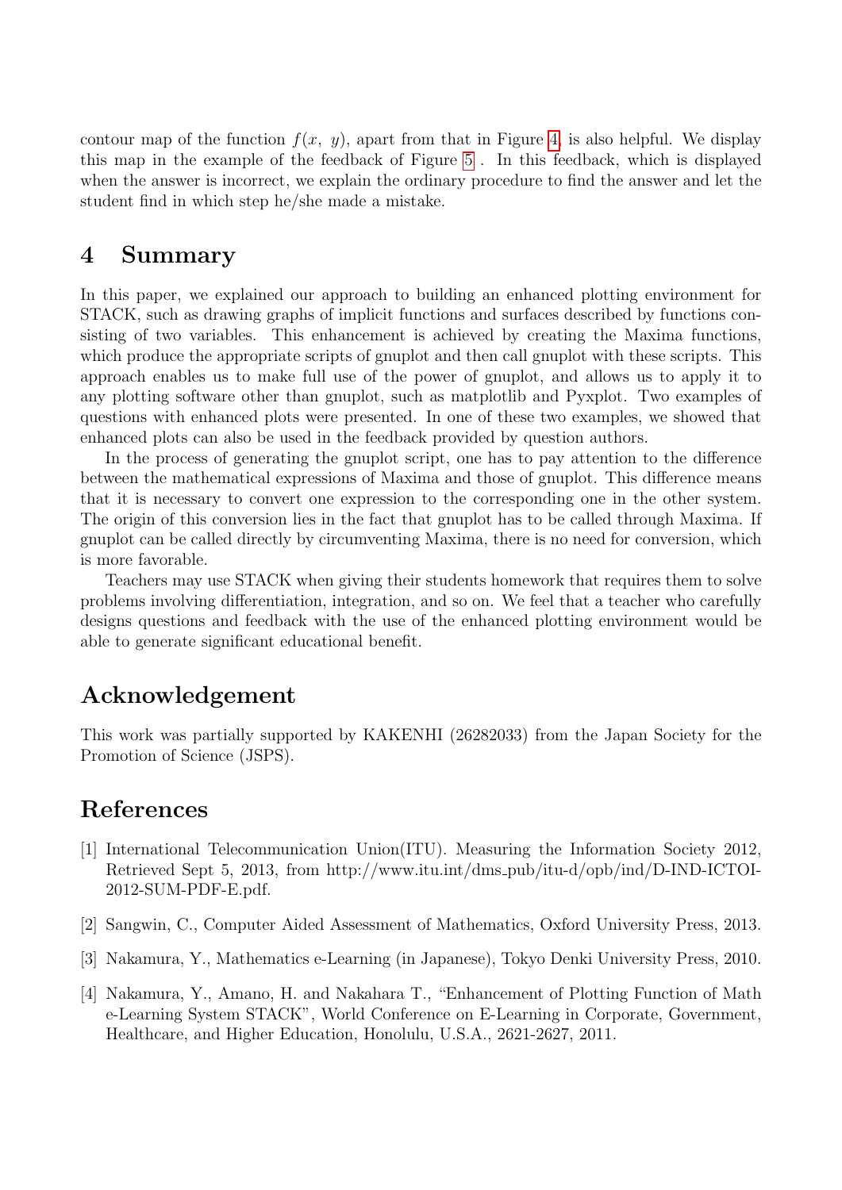contour map of the function $f(x,\ y)$, apart from that in Figure 4, is also helpful. We display this map in the example of the feedback of Figure 5 . In this feedback, which is displayed when the answer is incorrect, we explain the ordinary procedure to find the answer and let the student find in which step he/she made a mistake.

## 4 Summary

In this paper, we explained our approach to building an enhanced plotting environment for STACK, such as drawing graphs of implicit functions and surfaces described by functions consisting of two variables. This enhancement is achieved by creating the Maxima functions, which produce the appropriate scripts of gnuplot and then call gnuplot with these scripts. This approach enables us to make full use of the power of gnuplot, and allows us to apply it to any plotting software other than gnuplot, such as matplotlib and Pyxplot. Two examples of questions with enhanced plots were presented. In one of these two examples, we showed that enhanced plots can also be used in the feedback provided by question authors.

In the process of generating the gnuplot script, one has to pay attention to the difference between the mathematical expressions of Maxima and those of gnuplot. This difference means that it is necessary to convert one expression to the corresponding one in the other system. The origin of this conversion lies in the fact that gnuplot has to be called through Maxima. If gnuplot can be called directly by circumventing Maxima, there is no need for conversion, which is more favorable.

Teachers may use STACK when giving their students homework that requires them to solve problems involving differentiation, integration, and so on. We feel that a teacher who carefully designs questions and feedback with the use of the enhanced plotting environment would be able to generate significant educational benefit.

## Acknowledgement

This work was partially supported by KAKENHI (26282033) from the Japan Society for the Promotion of Science (JSPS).

## References

[1] International Telecommunication Union(ITU). Measuring the Information Society 2012, Retrieved Sept 5, 2013, from http://www.itu.int/dms_pub/itu-d/opb/ind/D-IND-ICTOI-2012-SUM-PDF-E.pdf.

[2] Sangwin, C., Computer Aided Assessment of Mathematics, Oxford University Press, 2013.

[3] Nakamura, Y., Mathematics e-Learning (in Japanese), Tokyo Denki University Press, 2010.

[4] Nakamura, Y., Amano, H. and Nakahara T., "Enhancement of Plotting Function of Math e-Learning System STACK", World Conference on E-Learning in Corporate, Government, Healthcare, and Higher Education, Honolulu, U.S.A., 2621-2627, 2011.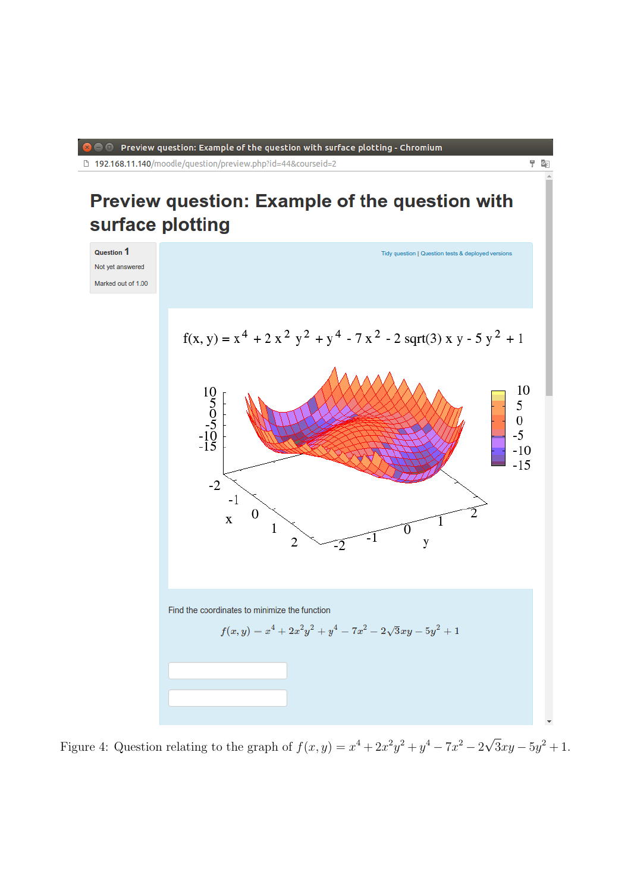Preview question: Example of the question with surface plotting - Chromium

192.168.11.140/moodle/question/preview.php?id=44&courseid=2

# Preview question: Example of the question with surface plotting

Question 1

Not yet answered

Marked out of 1.00

Tidy question | Question tests & deployed versions

f(x, y) = x 4 + 2 x 2 y 2 + y 4 - 7 x 2 - 2 sqrt(3) x y - 5 y 2 + 1

Find the coordinates to minimize the function

$$f(x, y) = x^4 + 2x^2y^2 + y^4 - 7x^2 - 2\sqrt{3}xy - 5y^2 + 1$$

Figure 4: Question relating to the graph of $f(x, y) = x^4 + 2x^2y^2 + y^4 - 7x^2 - 2\sqrt{3}xy - 5y^2 + 1$.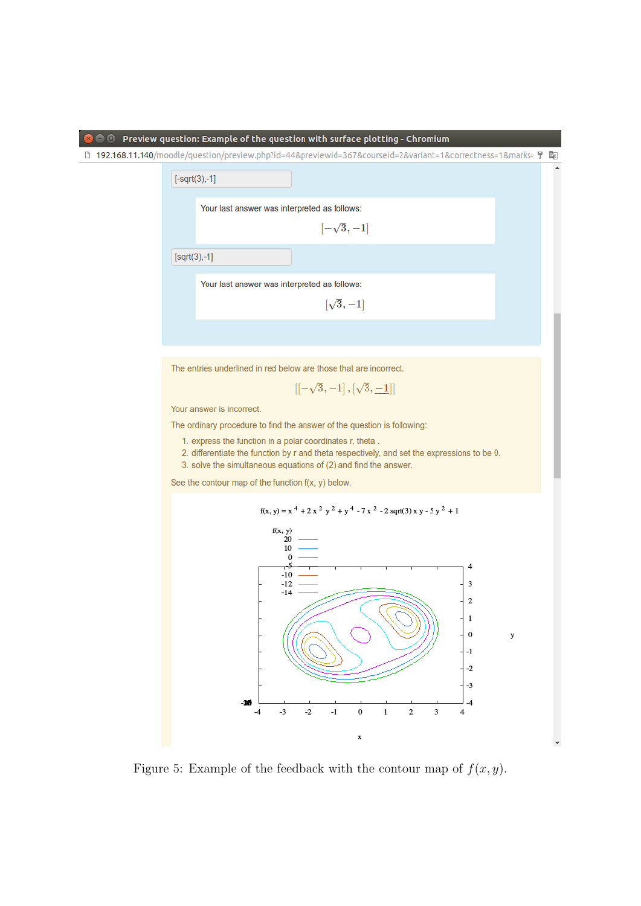Preview question: Example of the question with surface plotting - Chromium

192.168.11.140/moodle/question/preview.php?id=44&previewid=367&courseid=2&variant=1&correctness=1&marks=

[-sqrt(3),-1]

Your last answer was interpreted as follows:

$$[-\sqrt{3}, -1]$$

[sqrt(3),-1]

Your last answer was interpreted as follows:

$$[\sqrt{3}, -1]$$

The entries underlined in red below are those that are incorrect.

$$[[-\sqrt{3}, -1], [\sqrt{3}, \underline{-1}]]$$

Your answer is incorrect.

The ordinary procedure to find the answer of the question is following:

1. express the function in a polar coordinates r, theta .
2. differentiate the function by r and theta respectively, and set the expressions to be 0.
3. solve the simultaneous equations of (2) and find the answer.

See the contour map of the function f(x, y) below.

f(x, y) = x 4 + 2 x 2 y 2 + y 4 - 7 x 2 - 2 sqrt(3) x y - 5 y 2 + 1

f(x, y)
20
10
0
-5
-10
-12
-14

-20

-4 -3 -2 -1 0 1 2 3 4

x

4 3 2 1 0 -1 -2 -3 -4

y

Figure 5: Example of the feedback with the contour map of $f(x, y)$.